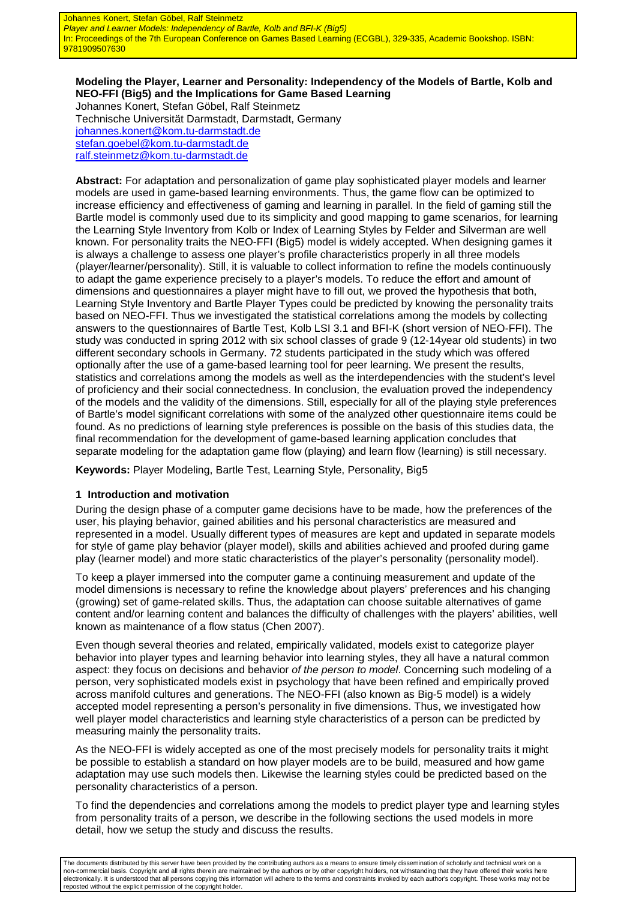Johannes Konert, Stefan Göbel, Ralf Steinmetz
*Player and Learner Models: Independency of Bartle, Kolb and BFI-K (Big5)*
In: Proceedings of the 7th European Conference on Games Based Learning (ECGBL), 329-335, Academic Bookshop. ISBN: 9781909507630

**Modeling the Player, Learner and Personality: Independency of the Models of Bartle, Kolb and NEO-FFI (Big5) and the Implications for Game Based Learning**

Johannes Konert, Stefan Göbel, Ralf Steinmetz
Technische Universität Darmstadt, Darmstadt, Germany
johannes.konert@kom.tu-darmstadt.de
stefan.goebel@kom.tu-darmstadt.de
ralf.steinmetz@kom.tu-darmstadt.de

**Abstract:** For adaptation and personalization of game play sophisticated player models and learner models are used in game-based learning environments. Thus, the game flow can be optimized to increase efficiency and effectiveness of gaming and learning in parallel. In the field of gaming still the Bartle model is commonly used due to its simplicity and good mapping to game scenarios, for learning the Learning Style Inventory from Kolb or Index of Learning Styles by Felder and Silverman are well known. For personality traits the NEO-FFI (Big5) model is widely accepted. When designing games it is always a challenge to assess one player's profile characteristics properly in all three models (player/learner/personality). Still, it is valuable to collect information to refine the models continuously to adapt the game experience precisely to a player's models. To reduce the effort and amount of dimensions and questionnaires a player might have to fill out, we proved the hypothesis that both, Learning Style Inventory and Bartle Player Types could be predicted by knowing the personality traits based on NEO-FFI. Thus we investigated the statistical correlations among the models by collecting answers to the questionnaires of Bartle Test, Kolb LSI 3.1 and BFI-K (short version of NEO-FFI). The study was conducted in spring 2012 with six school classes of grade 9 (12-14year old students) in two different secondary schools in Germany. 72 students participated in the study which was offered optionally after the use of a game-based learning tool for peer learning. We present the results, statistics and correlations among the models as well as the interdependencies with the student's level of proficiency and their social connectedness. In conclusion, the evaluation proved the independency of the models and the validity of the dimensions. Still, especially for all of the playing style preferences of Bartle's model significant correlations with some of the analyzed other questionnaire items could be found. As no predictions of learning style preferences is possible on the basis of this studies data, the final recommendation for the development of game-based learning application concludes that separate modeling for the adaptation game flow (playing) and learn flow (learning) is still necessary.

**Keywords:** Player Modeling, Bartle Test, Learning Style, Personality, Big5

## 1 Introduction and motivation

During the design phase of a computer game decisions have to be made, how the preferences of the user, his playing behavior, gained abilities and his personal characteristics are measured and represented in a model. Usually different types of measures are kept and updated in separate models for style of game play behavior (player model), skills and abilities achieved and proofed during game play (learner model) and more static characteristics of the player's personality (personality model).

To keep a player immersed into the computer game a continuing measurement and update of the model dimensions is necessary to refine the knowledge about players' preferences and his changing (growing) set of game-related skills. Thus, the adaptation can choose suitable alternatives of game content and/or learning content and balances the difficulty of challenges with the players' abilities, well known as maintenance of a flow status (Chen 2007).

Even though several theories and related, empirically validated, models exist to categorize player behavior into player types and learning behavior into learning styles, they all have a natural common aspect: they focus on decisions and behavior *of the person to model*. Concerning such modeling of a person, very sophisticated models exist in psychology that have been refined and empirically proved across manifold cultures and generations. The NEO-FFI (also known as Big-5 model) is a widely accepted model representing a person's personality in five dimensions. Thus, we investigated how well player model characteristics and learning style characteristics of a person can be predicted by measuring mainly the personality traits.

As the NEO-FFI is widely accepted as one of the most precisely models for personality traits it might be possible to establish a standard on how player models are to be build, measured and how game adaptation may use such models then. Likewise the learning styles could be predicted based on the personality characteristics of a person.

To find the dependencies and correlations among the models to predict player type and learning styles from personality traits of a person, we describe in the following sections the used models in more detail, how we setup the study and discuss the results.

The documents distributed by this server have been provided by the contributing authors as a means to ensure timely dissemination of scholarly and technical work on a non-commercial basis. Copyright and all rights therein are maintained by the authors or by other copyright holders, not withstanding that they have offered their works here electronically. It is understood that all persons copying this information will adhere to the terms and constraints invoked by each author's copyright. These works may not be reposted without the explicit permission of the copyright holder.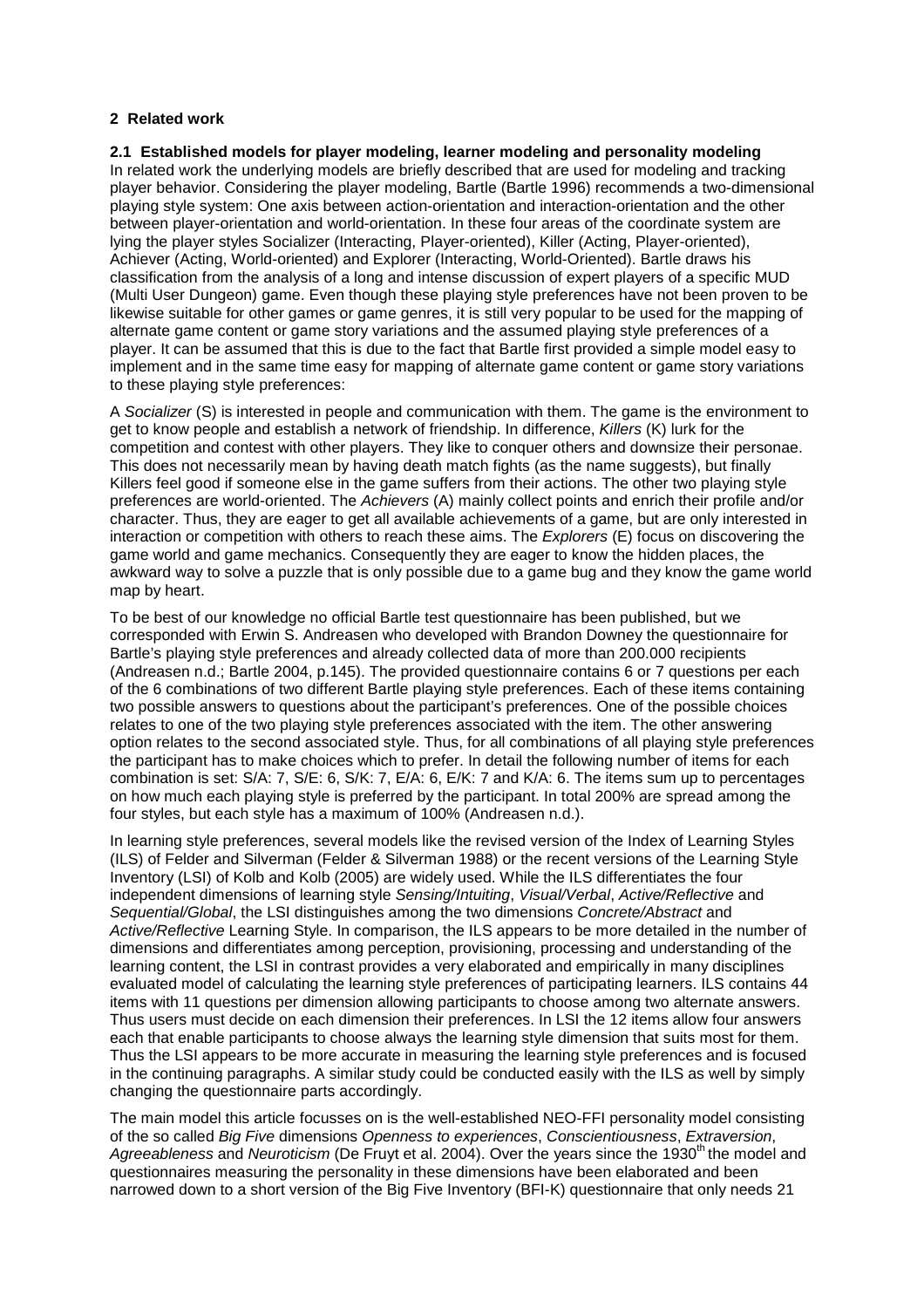## 2 Related work

### 2.1 Established models for player modeling, learner modeling and personality modeling

In related work the underlying models are briefly described that are used for modeling and tracking player behavior. Considering the player modeling, Bartle (Bartle 1996) recommends a two-dimensional playing style system: One axis between action-orientation and interaction-orientation and the other between player-orientation and world-orientation. In these four areas of the coordinate system are lying the player styles Socializer (Interacting, Player-oriented), Killer (Acting, Player-oriented), Achiever (Acting, World-oriented) and Explorer (Interacting, World-Oriented). Bartle draws his classification from the analysis of a long and intense discussion of expert players of a specific MUD (Multi User Dungeon) game. Even though these playing style preferences have not been proven to be likewise suitable for other games or game genres, it is still very popular to be used for the mapping of alternate game content or game story variations and the assumed playing style preferences of a player. It can be assumed that this is due to the fact that Bartle first provided a simple model easy to implement and in the same time easy for mapping of alternate game content or game story variations to these playing style preferences:

A *Socializer* (S) is interested in people and communication with them. The game is the environment to get to know people and establish a network of friendship. In difference, *Killers* (K) lurk for the competition and contest with other players. They like to conquer others and downsize their personae. This does not necessarily mean by having death match fights (as the name suggests), but finally Killers feel good if someone else in the game suffers from their actions. The other two playing style preferences are world-oriented. The *Achievers* (A) mainly collect points and enrich their profile and/or character. Thus, they are eager to get all available achievements of a game, but are only interested in interaction or competition with others to reach these aims. The *Explorers* (E) focus on discovering the game world and game mechanics. Consequently they are eager to know the hidden places, the awkward way to solve a puzzle that is only possible due to a game bug and they know the game world map by heart.

To be best of our knowledge no official Bartle test questionnaire has been published, but we corresponded with Erwin S. Andreasen who developed with Brandon Downey the questionnaire for Bartle's playing style preferences and already collected data of more than 200.000 recipients (Andreasen n.d.; Bartle 2004, p.145). The provided questionnaire contains 6 or 7 questions per each of the 6 combinations of two different Bartle playing style preferences. Each of these items containing two possible answers to questions about the participant's preferences. One of the possible choices relates to one of the two playing style preferences associated with the item. The other answering option relates to the second associated style. Thus, for all combinations of all playing style preferences the participant has to make choices which to prefer. In detail the following number of items for each combination is set: S/A: 7, S/E: 6, S/K: 7, E/A: 6, E/K: 7 and K/A: 6. The items sum up to percentages on how much each playing style is preferred by the participant. In total 200% are spread among the four styles, but each style has a maximum of 100% (Andreasen n.d.).

In learning style preferences, several models like the revised version of the Index of Learning Styles (ILS) of Felder and Silverman (Felder & Silverman 1988) or the recent versions of the Learning Style Inventory (LSI) of Kolb and Kolb (2005) are widely used. While the ILS differentiates the four independent dimensions of learning style *Sensing/Intuiting*, *Visual/Verbal*, *Active/Reflective* and *Sequential/Global*, the LSI distinguishes among the two dimensions *Concrete/Abstract* and *Active/Reflective* Learning Style. In comparison, the ILS appears to be more detailed in the number of dimensions and differentiates among perception, provisioning, processing and understanding of the learning content, the LSI in contrast provides a very elaborated and empirically in many disciplines evaluated model of calculating the learning style preferences of participating learners. ILS contains 44 items with 11 questions per dimension allowing participants to choose among two alternate answers. Thus users must decide on each dimension their preferences. In LSI the 12 items allow four answers each that enable participants to choose always the learning style dimension that suits most for them. Thus the LSI appears to be more accurate in measuring the learning style preferences and is focused in the continuing paragraphs. A similar study could be conducted easily with the ILS as well by simply changing the questionnaire parts accordingly.

The main model this article focusses on is the well-established NEO-FFI personality model consisting of the so called *Big Five* dimensions *Openness to experiences*, *Conscientiousness*, *Extraversion*, *Agreeableness* and *Neuroticism* (De Fruyt et al. 2004). Over the years since the 1930th the model and questionnaires measuring the personality in these dimensions have been elaborated and been narrowed down to a short version of the Big Five Inventory (BFI-K) questionnaire that only needs 21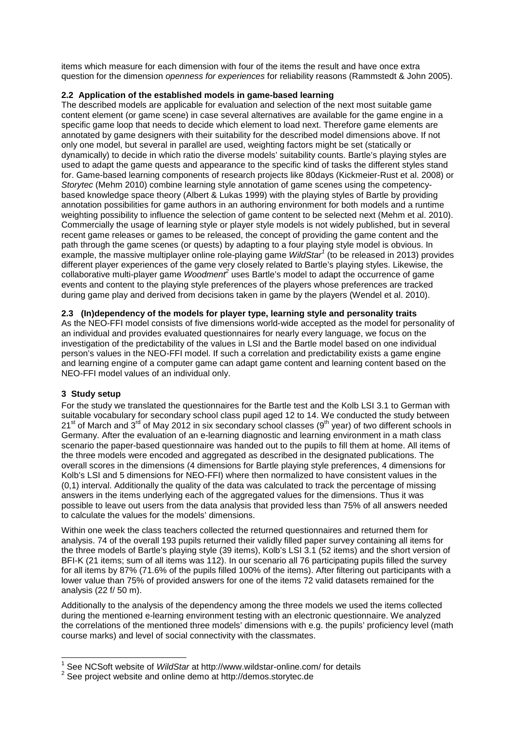items which measure for each dimension with four of the items the result and have once extra question for the dimension *openness for experiences* for reliability reasons (Rammstedt & John 2005).

### 2.2 Application of the established models in game-based learning

The described models are applicable for evaluation and selection of the next most suitable game content element (or game scene) in case several alternatives are available for the game engine in a specific game loop that needs to decide which element to load next. Therefore game elements are annotated by game designers with their suitability for the described model dimensions above. If not only one model, but several in parallel are used, weighting factors might be set (statically or dynamically) to decide in which ratio the diverse models' suitability counts. Bartle's playing styles are used to adapt the game quests and appearance to the specific kind of tasks the different styles stand for. Game-based learning components of research projects like 80days (Kickmeier-Rust et al. 2008) or *Storytec* (Mehm 2010) combine learning style annotation of game scenes using the competency-based knowledge space theory (Albert & Lukas 1999) with the playing styles of Bartle by providing annotation possibilities for game authors in an authoring environment for both models and a runtime weighting possibility to influence the selection of game content to be selected next (Mehm et al. 2010). Commercially the usage of learning style or player style models is not widely published, but in several recent game releases or games to be released, the concept of providing the game content and the path through the game scenes (or quests) by adapting to a four playing style model is obvious. In example, the massive multiplayer online role-playing game *WildStar*[1] (to be released in 2013) provides different player experiences of the game very closely related to Bartle's playing styles. Likewise, the collaborative multi-player game *Woodment*[2] uses Bartle's model to adapt the occurrence of game events and content to the playing style preferences of the players whose preferences are tracked during game play and derived from decisions taken in game by the players (Wendel et al. 2010).

### 2.3 (In)dependency of the models for player type, learning style and personality traits

As the NEO-FFI model consists of five dimensions world-wide accepted as the model for personality of an individual and provides evaluated questionnaires for nearly every language, we focus on the investigation of the predictability of the values in LSI and the Bartle model based on one individual person's values in the NEO-FFI model. If such a correlation and predictability exists a game engine and learning engine of a computer game can adapt game content and learning content based on the NEO-FFI model values of an individual only.

## 3 Study setup

For the study we translated the questionnaires for the Bartle test and the Kolb LSI 3.1 to German with suitable vocabulary for secondary school class pupil aged 12 to 14. We conducted the study between 21st of March and 3rd of May 2012 in six secondary school classes (9th year) of two different schools in Germany. After the evaluation of an e-learning diagnostic and learning environment in a math class scenario the paper-based questionnaire was handed out to the pupils to fill them at home. All items of the three models were encoded and aggregated as described in the designated publications. The overall scores in the dimensions (4 dimensions for Bartle playing style preferences, 4 dimensions for Kolb's LSI and 5 dimensions for NEO-FFI) where then normalized to have consistent values in the (0,1) interval. Additionally the quality of the data was calculated to track the percentage of missing answers in the items underlying each of the aggregated values for the dimensions. Thus it was possible to leave out users from the data analysis that provided less than 75% of all answers needed to calculate the values for the models' dimensions.

Within one week the class teachers collected the returned questionnaires and returned them for analysis. 74 of the overall 193 pupils returned their validly filled paper survey containing all items for the three models of Bartle's playing style (39 items), Kolb's LSI 3.1 (52 items) and the short version of BFI-K (21 items; sum of all items was 112). In our scenario all 76 participating pupils filled the survey for all items by 87% (71.6% of the pupils filled 100% of the items). After filtering out participants with a lower value than 75% of provided answers for one of the items 72 valid datasets remained for the analysis (22 f/ 50 m).

Additionally to the analysis of the dependency among the three models we used the items collected during the mentioned e-learning environment testing with an electronic questionnaire. We analyzed the correlations of the mentioned three models' dimensions with e.g. the pupils' proficiency level (math course marks) and level of social connectivity with the classmates.

---

[1] See NCSoft website of *WildStar* at http://www.wildstar-online.com/ for details

[2] See project website and online demo at http://demos.storytec.de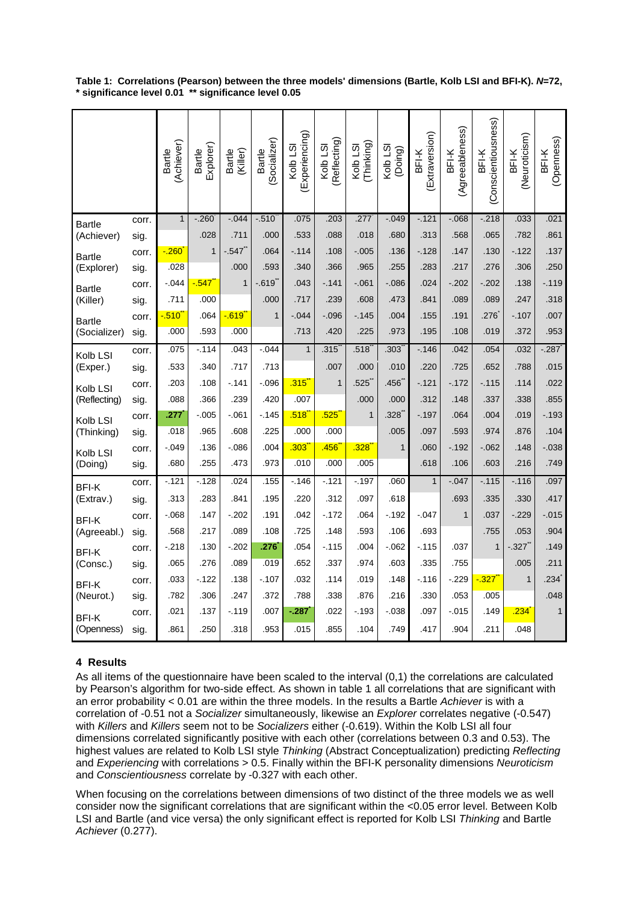**Table 1: Correlations (Pearson) between the three models' dimensions (Bartle, Kolb LSI and BFI-K). *N*=72, * significance level 0.01 ** significance level 0.05**

| | | Bartle (Achiever) | Bartle Explorer) | Bartle (Killer) | Bartle (Socializer) | Kolb LSI (Experiencing) | Kolb LSI (Reflecting) | Kolb LSI (Thinking) | Kolb LSI (Doing) | BFI-K (Extraversion) | BFI-K (Agreeableness) | BFI-K (Conscientiousness) | BFI-K (Neuroticism) | BFI-K (Openness) |
|---|---|---|---|---|---|---|---|---|---|---|---|---|---|---|
| Bartle (Achiever) | corr. | 1 | -.260* | -.044 | -.510** | .075 | .203 | .277* | -.049 | -.121 | -.068 | -.218 | .033 | .021 |
| | sig. | | .028 | .711 | .000 | .533 | .088 | .018 | .680 | .313 | .568 | .065 | .782 | .861 |
| Bartle (Explorer) | corr. | -.260* | 1 | -.547** | .064 | -.114 | .108 | -.005 | .136 | -.128 | .147 | .130 | -.122 | .137 |
| | sig. | .028 | | .000 | .593 | .340 | .366 | .965 | .255 | .283 | .217 | .276 | .306 | .250 |
| Bartle (Killer) | corr. | -.044 | -.547** | 1 | -.619** | .043 | -.141 | -.061 | -.086 | .024 | -.202 | -.202 | .138 | -.119 |
| | sig. | .711 | .000 | | .000 | .717 | .239 | .608 | .473 | .841 | .089 | .089 | .247 | .318 |
| Bartle (Socializer) | corr. | -.510** | .064 | -.619** | 1 | -.044 | -.096 | -.145 | .004 | .155 | .191 | .276* | -.107 | .007 |
| | sig. | .000 | .593 | .000 | | .713 | .420 | .225 | .973 | .195 | .108 | .019 | .372 | .953 |
| Kolb LSI (Exper.) | corr. | .075 | -.114 | .043 | -.044 | 1 | .315** | .518** | .303** | -.146 | .042 | .054 | .032 | -.287* |
| | sig. | .533 | .340 | .717 | .713 | | .007 | .000 | .010 | .220 | .725 | .652 | .788 | .015 |
| Kolb LSI (Reflecting) | corr. | .203 | .108 | -.141 | -.096 | .315** | 1 | .525** | .456** | -.121 | -.172 | -.115 | .114 | .022 |
| | sig. | .088 | .366 | .239 | .420 | .007 | | .000 | .000 | .312 | .148 | .337 | .338 | .855 |
| Kolb LSI (Thinking) | corr. | .277* | -.005 | -.061 | -.145 | .518** | .525** | 1 | .328** | -.197 | .064 | .004 | .019 | -.193 |
| | sig. | .018 | .965 | .608 | .225 | .000 | .000 | | .005 | .097 | .593 | .974 | .876 | .104 |
| Kolb LSI (Doing) | corr. | -.049 | .136 | -.086 | .004 | .303** | .456** | .328** | 1 | .060 | -.192 | -.062 | .148 | -.038 |
| | sig. | .680 | .255 | .473 | .973 | .010 | .000 | .005 | | .618 | .106 | .603 | .216 | .749 |
| BFI-K (Extrav.) | corr. | -.121 | -.128 | .024 | .155 | -.146 | -.121 | -.197 | .060 | 1 | -.047 | -.115 | -.116 | .097 |
| | sig. | .313 | .283 | .841 | .195 | .220 | .312 | .097 | .618 | | .693 | .335 | .330 | .417 |
| BFI-K (Agreeabl.) | corr. | -.068 | .147 | -.202 | .191 | .042 | -.172 | .064 | -.192 | -.047 | 1 | .037 | -.229 | -.015 |
| | sig. | .568 | .217 | .089 | .108 | .725 | .148 | .593 | .106 | .693 | | .755 | .053 | .904 |
| BFI-K (Consc.) | corr. | -.218 | .130 | -.202 | .276* | .054 | -.115 | .004 | -.062 | -.115 | .037 | 1 | -.327** | .149 |
| | sig. | .065 | .276 | .089 | .019 | .652 | .337 | .974 | .603 | .335 | .755 | | .005 | .211 |
| BFI-K (Neurot.) | corr. | .033 | -.122 | .138 | -.107 | .032 | .114 | .019 | .148 | -.116 | -.229 | -.327** | 1 | .234* |
| | sig. | .782 | .306 | .247 | .372 | .788 | .338 | .876 | .216 | .330 | .053 | .005 | | .048 |
| BFI-K (Openness) | corr. | .021 | .137 | -.119 | .007 | -.287* | .022 | -.193 | -.038 | .097 | -.015 | .149 | .234* | 1 |
| | sig. | .861 | .250 | .318 | .953 | .015 | .855 | .104 | .749 | .417 | .904 | .211 | .048 | |

## 4 Results

As all items of the questionnaire have been scaled to the interval (0,1) the correlations are calculated by Pearson's algorithm for two-side effect. As shown in table 1 all correlations that are significant with an error probability < 0.01 are within the three models. In the results a Bartle *Achiever* is with a correlation of -0.51 not a *Socializer* simultaneously, likewise an *Explorer* correlates negative (-0.547) with *Killers* and *Killers* seem not to be *Socializers* either (-0.619). Within the Kolb LSI all four dimensions correlated significantly positive with each other (correlations between 0.3 and 0.53). The highest values are related to Kolb LSI style *Thinking* (Abstract Conceptualization) predicting *Reflecting* and *Experiencing* with correlations > 0.5. Finally within the BFI-K personality dimensions *Neuroticism* and *Conscientiousness* correlate by -0.327 with each other.

When focusing on the correlations between dimensions of two distinct of the three models we as well consider now the significant correlations that are significant within the <0.05 error level. Between Kolb LSI and Bartle (and vice versa) the only significant effect is reported for Kolb LSI *Thinking* and Bartle *Achiever* (0.277).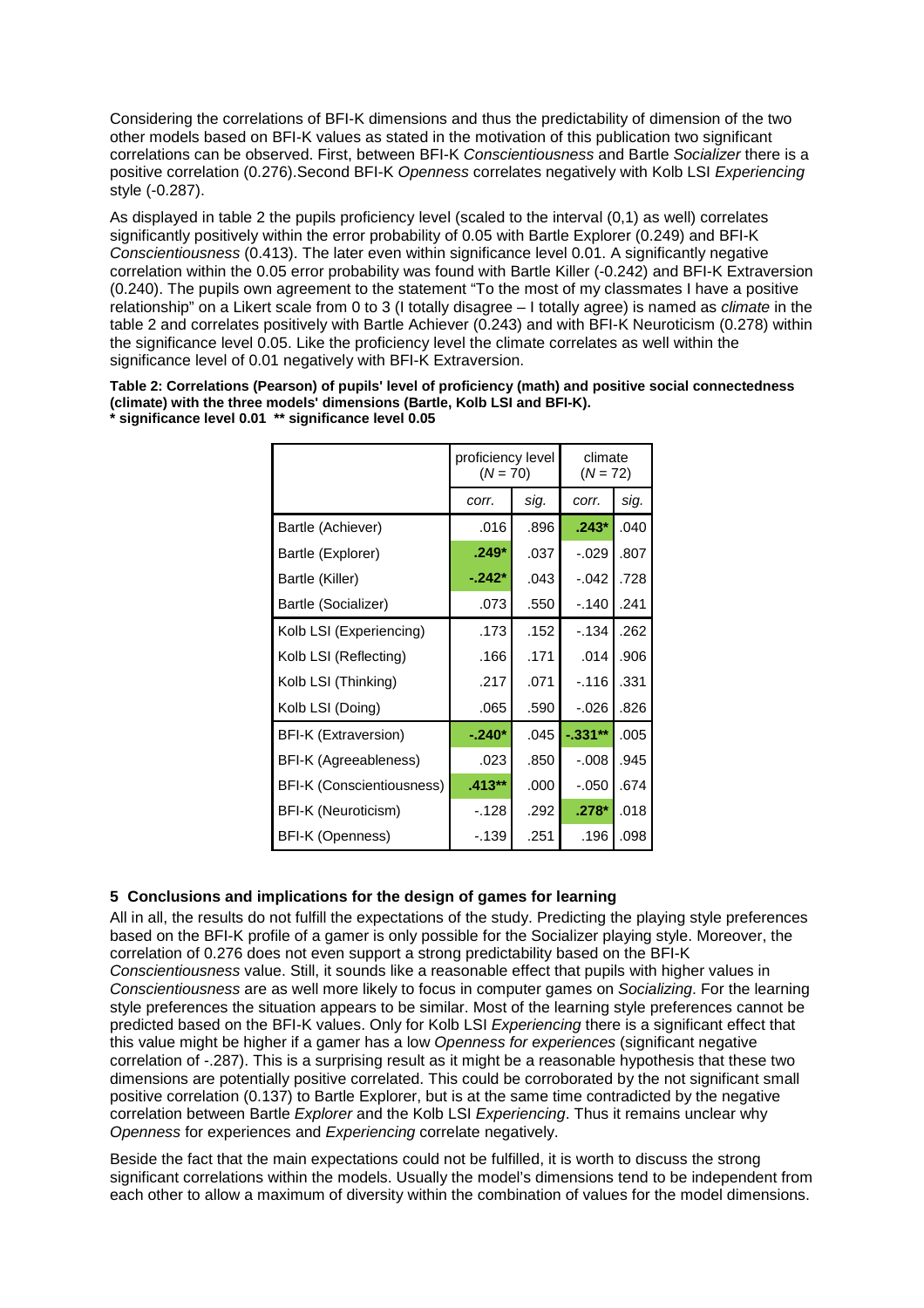Considering the correlations of BFI-K dimensions and thus the predictability of dimension of the two other models based on BFI-K values as stated in the motivation of this publication two significant correlations can be observed. First, between BFI-K *Conscientiousness* and Bartle *Socializer* there is a positive correlation (0.276).Second BFI-K *Openness* correlates negatively with Kolb LSI *Experiencing* style (-0.287).

As displayed in table 2 the pupils proficiency level (scaled to the interval (0,1) as well) correlates significantly positively within the error probability of 0.05 with Bartle Explorer (0.249) and BFI-K *Conscientiousness* (0.413). The later even within significance level 0.01. A significantly negative correlation within the 0.05 error probability was found with Bartle Killer (-0.242) and BFI-K Extraversion (0.240). The pupils own agreement to the statement "To the most of my classmates I have a positive relationship" on a Likert scale from 0 to 3 (I totally disagree – I totally agree) is named as *climate* in the table 2 and correlates positively with Bartle Achiever (0.243) and with BFI-K Neuroticism (0.278) within the significance level 0.05. Like the proficiency level the climate correlates as well within the significance level of 0.01 negatively with BFI-K Extraversion.

**Table 2: Correlations (Pearson) of pupils' level of proficiency (math) and positive social connectedness (climate) with the three models' dimensions (Bartle, Kolb LSI and BFI-K).**
**\* significance level 0.01 \*\* significance level 0.05**

| | proficiency level ($N$ = 70) | | climate ($N$ = 72) | |
|---|---|---|---|---|
| | *corr.* | *sig.* | *corr.* | *sig.* |
| Bartle (Achiever) | .016 | .896 | **.243*** | .040 |
| Bartle (Explorer) | **.249*** | .037 | -.029 | .807 |
| Bartle (Killer) | **-.242*** | .043 | -.042 | .728 |
| Bartle (Socializer) | .073 | .550 | -.140 | .241 |
| Kolb LSI (Experiencing) | .173 | .152 | -.134 | .262 |
| Kolb LSI (Reflecting) | .166 | .171 | .014 | .906 |
| Kolb LSI (Thinking) | .217 | .071 | -.116 | .331 |
| Kolb LSI (Doing) | .065 | .590 | -.026 | .826 |
| BFI-K (Extraversion) | **-.240*** | .045 | **-.331**** | .005 |
| BFI-K (Agreeableness) | .023 | .850 | -.008 | .945 |
| BFI-K (Conscientiousness) | **.413**** | .000 | -.050 | .674 |
| BFI-K (Neuroticism) | -.128 | .292 | **.278*** | .018 |
| BFI-K (Openness) | -.139 | .251 | .196 | .098 |

## 5 Conclusions and implications for the design of games for learning

All in all, the results do not fulfill the expectations of the study. Predicting the playing style preferences based on the BFI-K profile of a gamer is only possible for the Socializer playing style. Moreover, the correlation of 0.276 does not even support a strong predictability based on the BFI-K *Conscientiousness* value. Still, it sounds like a reasonable effect that pupils with higher values in *Conscientiousness* are as well more likely to focus in computer games on *Socializing*. For the learning style preferences the situation appears to be similar. Most of the learning style preferences cannot be predicted based on the BFI-K values. Only for Kolb LSI *Experiencing* there is a significant effect that this value might be higher if a gamer has a low *Openness for experiences* (significant negative correlation of -.287). This is a surprising result as it might be a reasonable hypothesis that these two dimensions are potentially positive correlated. This could be corroborated by the not significant small positive correlation (0.137) to Bartle Explorer, but is at the same time contradicted by the negative correlation between Bartle *Explorer* and the Kolb LSI *Experiencing*. Thus it remains unclear why *Openness* for experiences and *Experiencing* correlate negatively.

Beside the fact that the main expectations could not be fulfilled, it is worth to discuss the strong significant correlations within the models. Usually the model's dimensions tend to be independent from each other to allow a maximum of diversity within the combination of values for the model dimensions.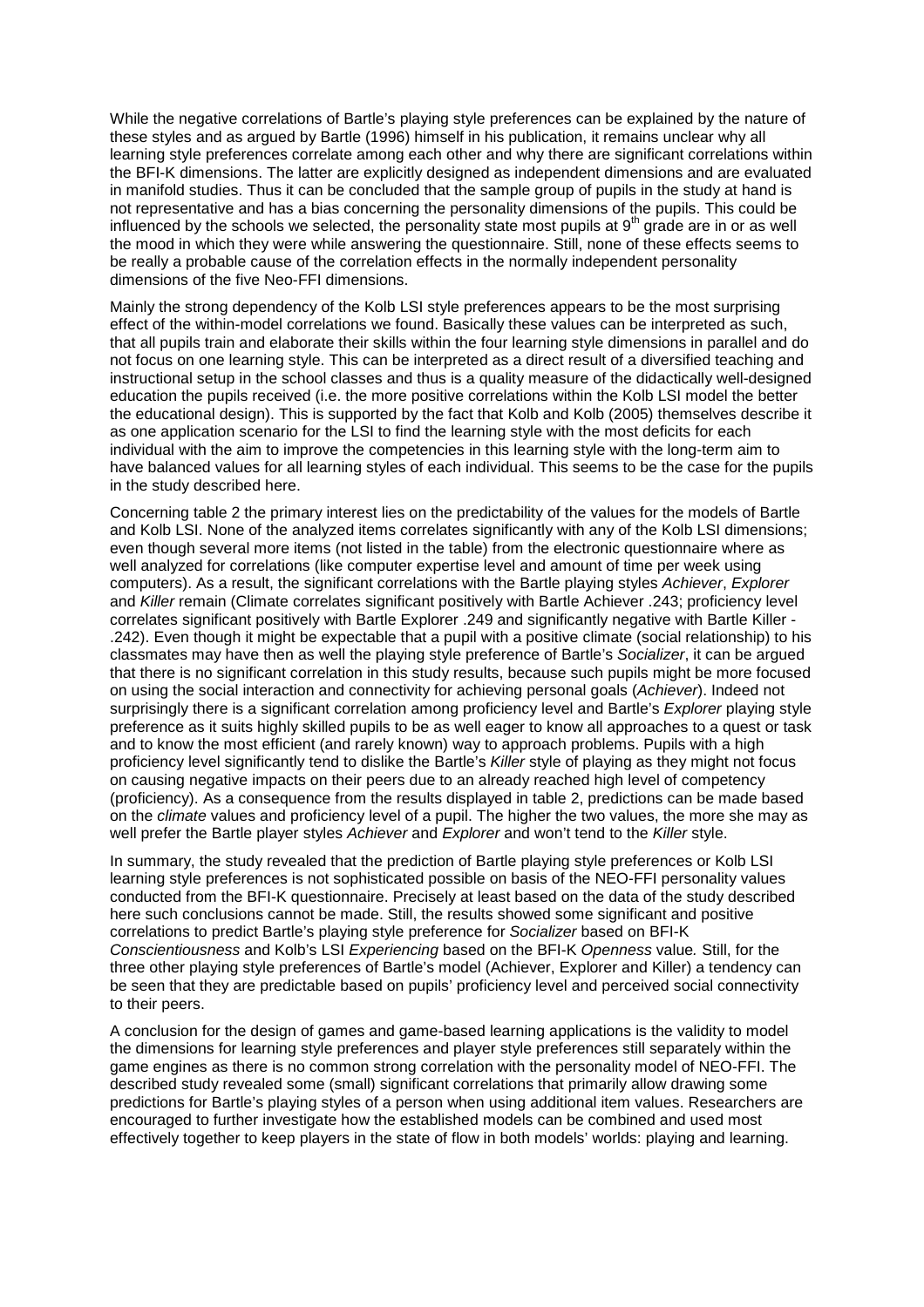While the negative correlations of Bartle's playing style preferences can be explained by the nature of these styles and as argued by Bartle (1996) himself in his publication, it remains unclear why all learning style preferences correlate among each other and why there are significant correlations within the BFI-K dimensions. The latter are explicitly designed as independent dimensions and are evaluated in manifold studies. Thus it can be concluded that the sample group of pupils in the study at hand is not representative and has a bias concerning the personality dimensions of the pupils. This could be influenced by the schools we selected, the personality state most pupils at 9<sup>th</sup> grade are in or as well the mood in which they were while answering the questionnaire. Still, none of these effects seems to be really a probable cause of the correlation effects in the normally independent personality dimensions of the five Neo-FFI dimensions.

Mainly the strong dependency of the Kolb LSI style preferences appears to be the most surprising effect of the within-model correlations we found. Basically these values can be interpreted as such, that all pupils train and elaborate their skills within the four learning style dimensions in parallel and do not focus on one learning style. This can be interpreted as a direct result of a diversified teaching and instructional setup in the school classes and thus is a quality measure of the didactically well-designed education the pupils received (i.e. the more positive correlations within the Kolb LSI model the better the educational design). This is supported by the fact that Kolb and Kolb (2005) themselves describe it as one application scenario for the LSI to find the learning style with the most deficits for each individual with the aim to improve the competencies in this learning style with the long-term aim to have balanced values for all learning styles of each individual. This seems to be the case for the pupils in the study described here.

Concerning table 2 the primary interest lies on the predictability of the values for the models of Bartle and Kolb LSI. None of the analyzed items correlates significantly with any of the Kolb LSI dimensions; even though several more items (not listed in the table) from the electronic questionnaire where as well analyzed for correlations (like computer expertise level and amount of time per week using computers). As a result, the significant correlations with the Bartle playing styles *Achiever*, *Explorer* and *Killer* remain (Climate correlates significant positively with Bartle Achiever .243; proficiency level correlates significant positively with Bartle Explorer .249 and significantly negative with Bartle Killer -.242). Even though it might be expectable that a pupil with a positive climate (social relationship) to his classmates may have then as well the playing style preference of Bartle's *Socializer*, it can be argued that there is no significant correlation in this study results, because such pupils might be more focused on using the social interaction and connectivity for achieving personal goals (*Achiever*). Indeed not surprisingly there is a significant correlation among proficiency level and Bartle's *Explorer* playing style preference as it suits highly skilled pupils to be as well eager to know all approaches to a quest or task and to know the most efficient (and rarely known) way to approach problems. Pupils with a high proficiency level significantly tend to dislike the Bartle's *Killer* style of playing as they might not focus on causing negative impacts on their peers due to an already reached high level of competency (proficiency). As a consequence from the results displayed in table 2, predictions can be made based on the *climate* values and proficiency level of a pupil. The higher the two values, the more she may as well prefer the Bartle player styles *Achiever* and *Explorer* and won't tend to the *Killer* style.

In summary, the study revealed that the prediction of Bartle playing style preferences or Kolb LSI learning style preferences is not sophisticated possible on basis of the NEO-FFI personality values conducted from the BFI-K questionnaire. Precisely at least based on the data of the study described here such conclusions cannot be made. Still, the results showed some significant and positive correlations to predict Bartle's playing style preference for *Socializer* based on BFI-K *Conscientiousness* and Kolb's LSI *Experiencing* based on the BFI-K *Openness* value. Still, for the three other playing style preferences of Bartle's model (Achiever, Explorer and Killer) a tendency can be seen that they are predictable based on pupils' proficiency level and perceived social connectivity to their peers.

A conclusion for the design of games and game-based learning applications is the validity to model the dimensions for learning style preferences and player style preferences still separately within the game engines as there is no common strong correlation with the personality model of NEO-FFI. The described study revealed some (small) significant correlations that primarily allow drawing some predictions for Bartle's playing styles of a person when using additional item values. Researchers are encouraged to further investigate how the established models can be combined and used most effectively together to keep players in the state of flow in both models' worlds: playing and learning.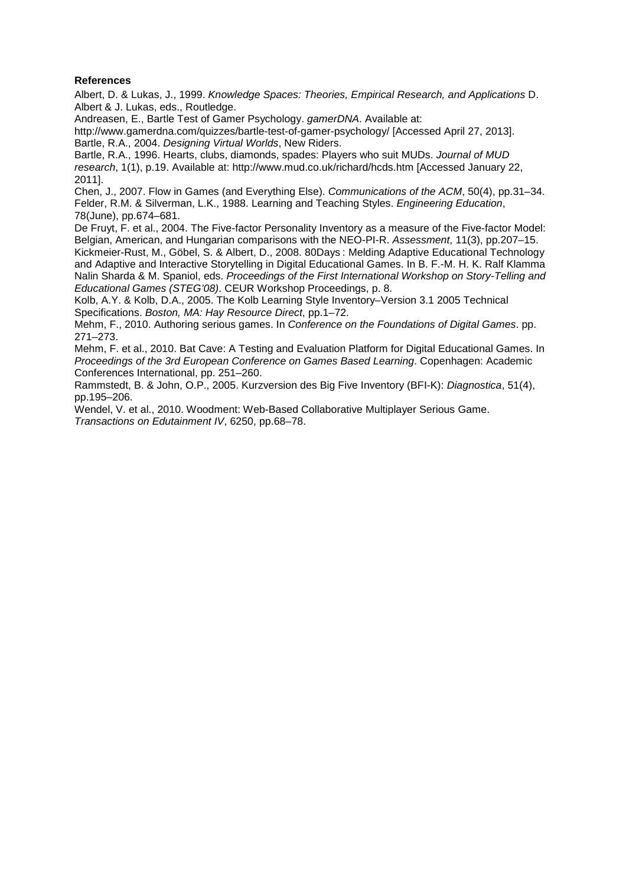**References**

Albert, D. & Lukas, J., 1999. *Knowledge Spaces: Theories, Empirical Research, and Applications* D. Albert & J. Lukas, eds., Routledge.

Andreasen, E., Bartle Test of Gamer Psychology. *gamerDNA*. Available at: http://www.gamerdna.com/quizzes/bartle-test-of-gamer-psychology/ [Accessed April 27, 2013].

Bartle, R.A., 2004. *Designing Virtual Worlds*, New Riders.

Bartle, R.A., 1996. Hearts, clubs, diamonds, spades: Players who suit MUDs. *Journal of MUD research*, 1(1), p.19. Available at: http://www.mud.co.uk/richard/hcds.htm [Accessed January 22, 2011].

Chen, J., 2007. Flow in Games (and Everything Else). *Communications of the ACM*, 50(4), pp.31–34.

Felder, R.M. & Silverman, L.K., 1988. Learning and Teaching Styles. *Engineering Education*, 78(June), pp.674–681.

De Fruyt, F. et al., 2004. The Five-factor Personality Inventory as a measure of the Five-factor Model: Belgian, American, and Hungarian comparisons with the NEO-PI-R. *Assessment*, 11(3), pp.207–15.

Kickmeier-Rust, M., Göbel, S. & Albert, D., 2008. 80Days : Melding Adaptive Educational Technology and Adaptive and Interactive Storytelling in Digital Educational Games. In B. F.-M. H. K. Ralf Klamma Nalin Sharda & M. Spaniol, eds. *Proceedings of the First International Workshop on Story-Telling and Educational Games (STEG'08)*. CEUR Workshop Proceedings, p. 8.

Kolb, A.Y. & Kolb, D.A., 2005. The Kolb Learning Style Inventory–Version 3.1 2005 Technical Specifications. *Boston, MA: Hay Resource Direct*, pp.1–72.

Mehm, F., 2010. Authoring serious games. In *Conference on the Foundations of Digital Games*. pp. 271–273.

Mehm, F. et al., 2010. Bat Cave: A Testing and Evaluation Platform for Digital Educational Games. In *Proceedings of the 3rd European Conference on Games Based Learning*. Copenhagen: Academic Conferences International, pp. 251–260.

Rammstedt, B. & John, O.P., 2005. Kurzversion des Big Five Inventory (BFI-K): *Diagnostica*, 51(4), pp.195–206.

Wendel, V. et al., 2010. Woodment: Web-Based Collaborative Multiplayer Serious Game. *Transactions on Edutainment IV*, 6250, pp.68–78.